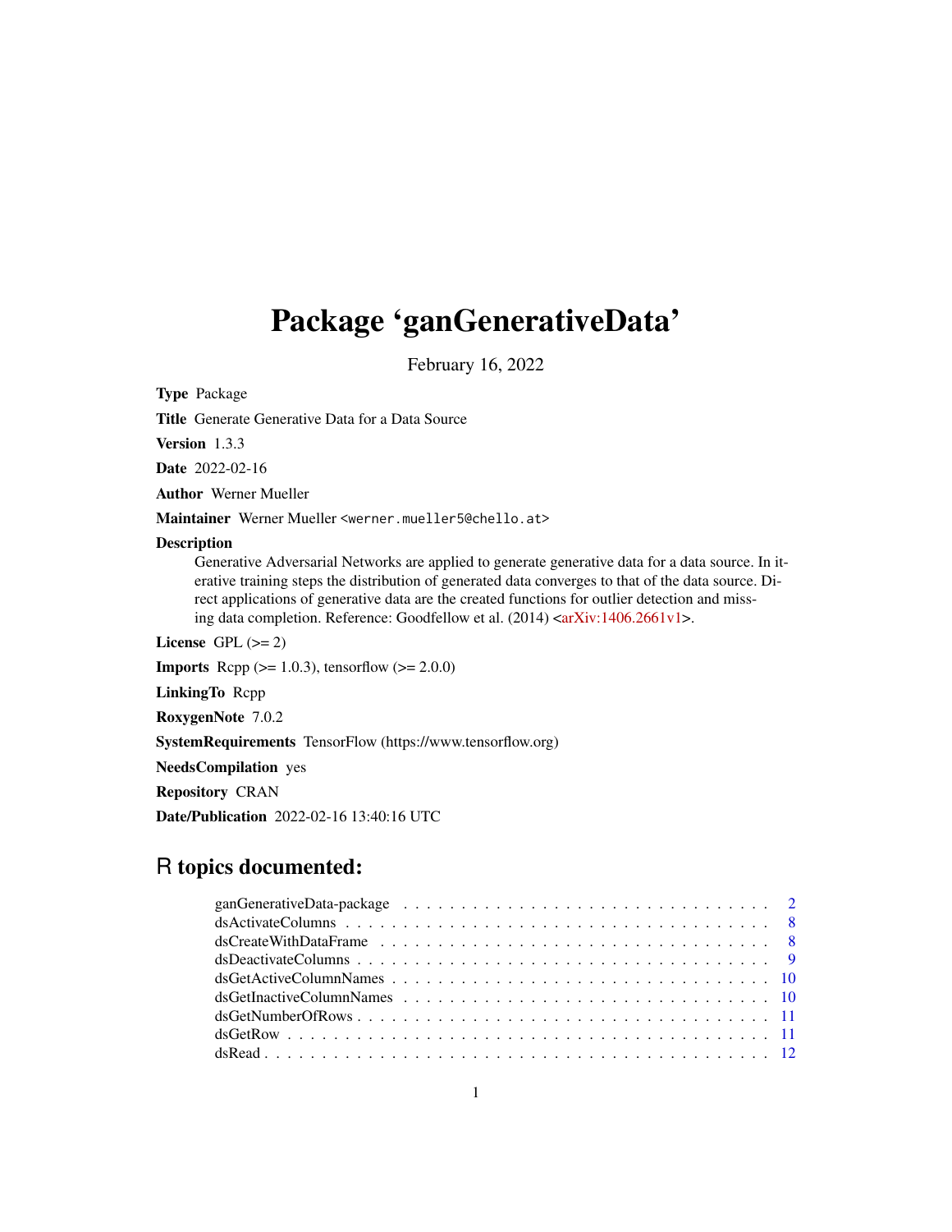# Package 'ganGenerativeData'

February 16, 2022

**Type** Package

**Title** Generate Generative Data for a Data Source

**Version** 1.3.3

**Date** 2022-02-16

**Author** Werner Mueller

**Maintainer** Werner Mueller <werner.mueller5@chello.at>

**Description**
Generative Adversarial Networks are applied to generate generative data for a data source. In iterative training steps the distribution of generated data converges to that of the data source. Direct applications of generative data are the created functions for outlier detection and missing data completion. Reference: Goodfellow et al. (2014) <arXiv:1406.2661v1>.

**License** GPL (>= 2)

**Imports** Rcpp (>= 1.0.3), tensorflow (>= 2.0.0)

**LinkingTo** Rcpp

**RoxygenNote** 7.0.2

**SystemRequirements** TensorFlow (https://www.tensorflow.org)

**NeedsCompilation** yes

**Repository** CRAN

**Date/Publication** 2022-02-16 13:40:16 UTC

## R topics documented:

| | |
|---|---|
| ganGenerativeData-package | 2 |
| dsActivateColumns | 8 |
| dsCreateWithDataFrame | 8 |
| dsDeactivateColumns | 9 |
| dsGetActiveColumnNames | 10 |
| dsGetInactiveColumnNames | 10 |
| dsGetNumberOfRows | 11 |
| dsGetRow | 11 |
| dsRead | 12 |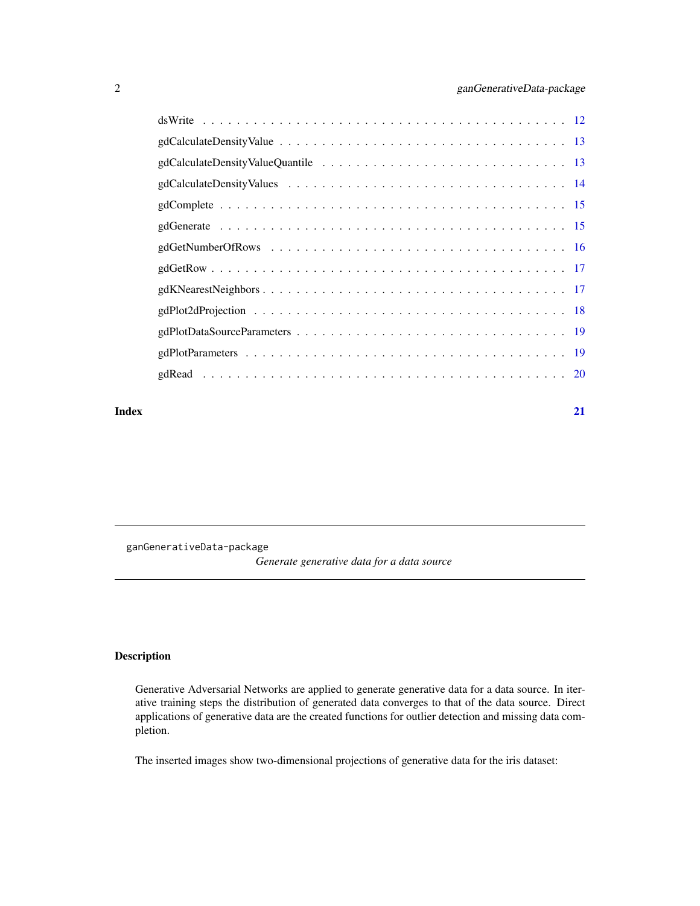| | |
|---|---|
| dsWrite | 12 |
| gdCalculateDensityValue | 13 |
| gdCalculateDensityValueQuantile | 13 |
| gdCalculateDensityValues | 14 |
| gdComplete | 15 |
| gdGenerate | 15 |
| gdGetNumberOfRows | 16 |
| gdGetRow | 17 |
| gdKNearestNeighbors | 17 |
| gdPlot2dProjection | 18 |
| gdPlotDataSourceParameters | 19 |
| gdPlotParameters | 19 |
| gdRead | 20 |

**Index** **21**

---

ganGenerativeData-package &nbsp;&nbsp;&nbsp; *Generate generative data for a data source*

---

## Description

Generative Adversarial Networks are applied to generate generative data for a data source. In iterative training steps the distribution of generated data converges to that of the data source. Direct applications of generative data are the created functions for outlier detection and missing data completion.

The inserted images show two-dimensional projections of generative data for the iris dataset: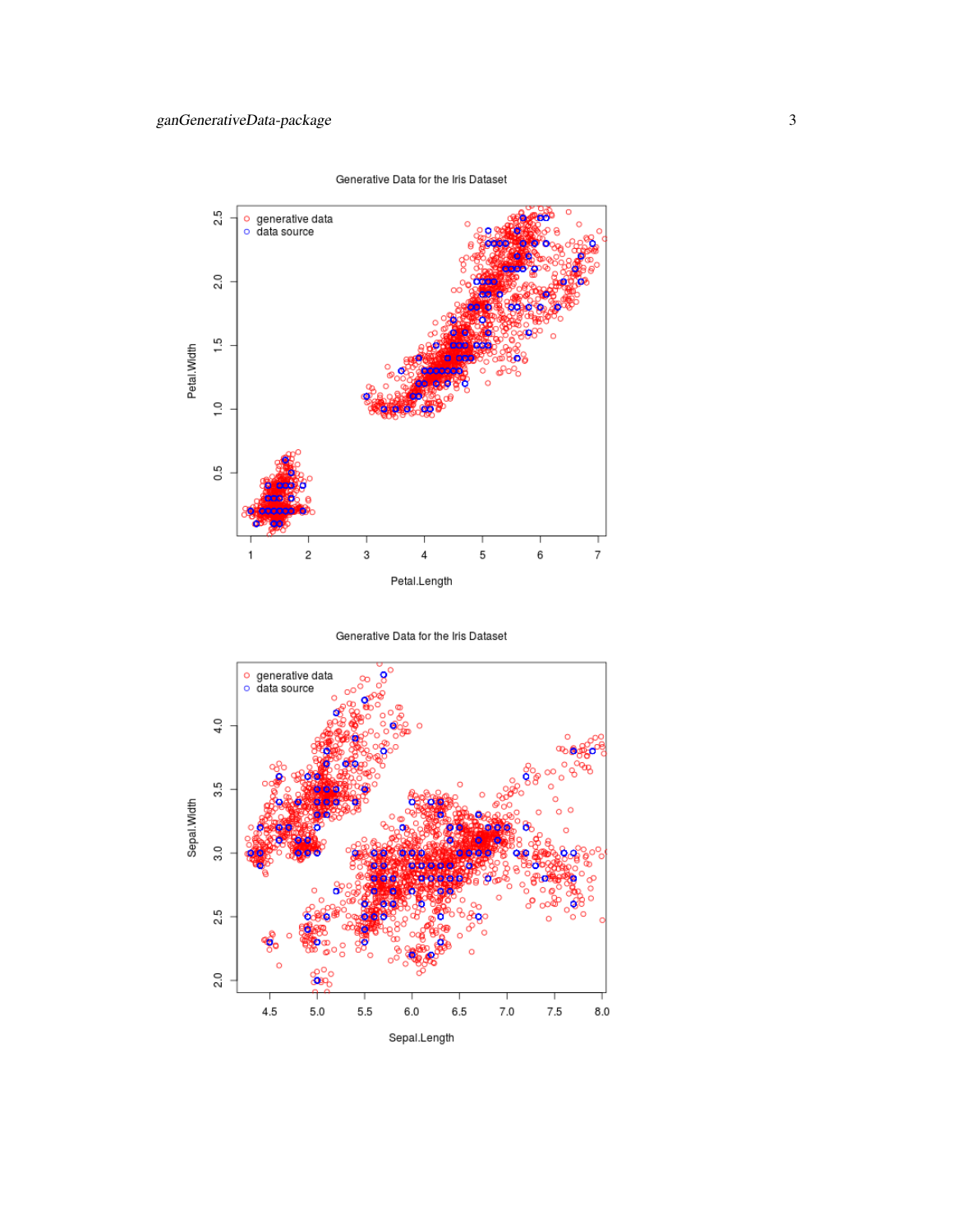Generative Data for the Iris Dataset

Generative Data for the Iris Dataset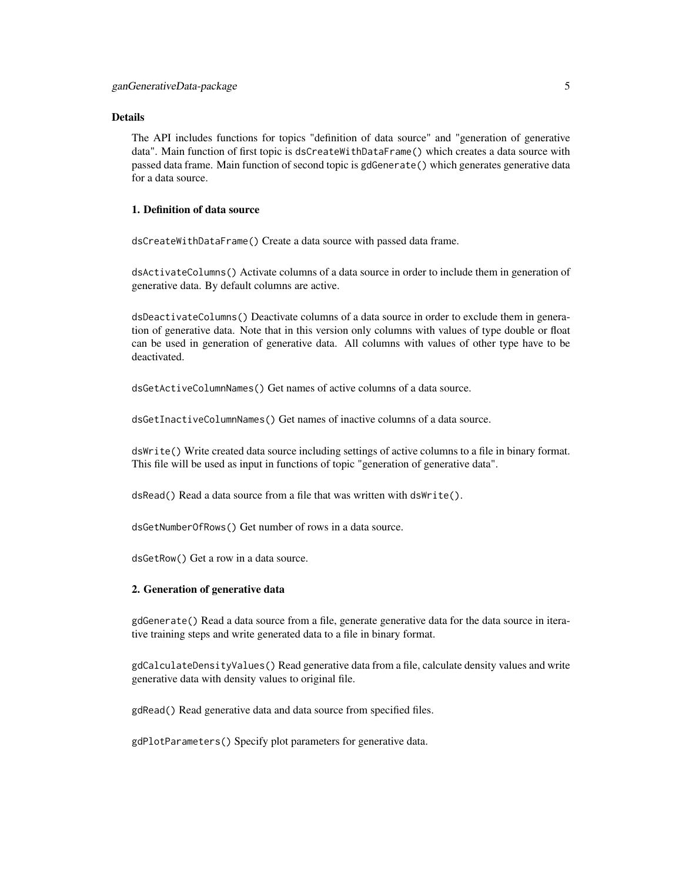## Details

The API includes functions for topics "definition of data source" and "generation of generative data". Main function of first topic is `dsCreateWithDataFrame()` which creates a data source with passed data frame. Main function of second topic is `gdGenerate()` which generates generative data for a data source.

### 1. Definition of data source

`dsCreateWithDataFrame()` Create a data source with passed data frame.

`dsActivateColumns()` Activate columns of a data source in order to include them in generation of generative data. By default columns are active.

`dsDeactivateColumns()` Deactivate columns of a data source in order to exclude them in generation of generative data. Note that in this version only columns with values of type double or float can be used in generation of generative data. All columns with values of other type have to be deactivated.

`dsGetActiveColumnNames()` Get names of active columns of a data source.

`dsGetInactiveColumnNames()` Get names of inactive columns of a data source.

`dsWrite()` Write created data source including settings of active columns to a file in binary format. This file will be used as input in functions of topic "generation of generative data".

`dsRead()` Read a data source from a file that was written with `dsWrite()`.

`dsGetNumberOfRows()` Get number of rows in a data source.

`dsGetRow()` Get a row in a data source.

### 2. Generation of generative data

`gdGenerate()` Read a data source from a file, generate generative data for the data source in iterative training steps and write generated data to a file in binary format.

`gdCalculateDensityValues()` Read generative data from a file, calculate density values and write generative data with density values to original file.

`gdRead()` Read generative data and data source from specified files.

`gdPlotParameters()` Specify plot parameters for generative data.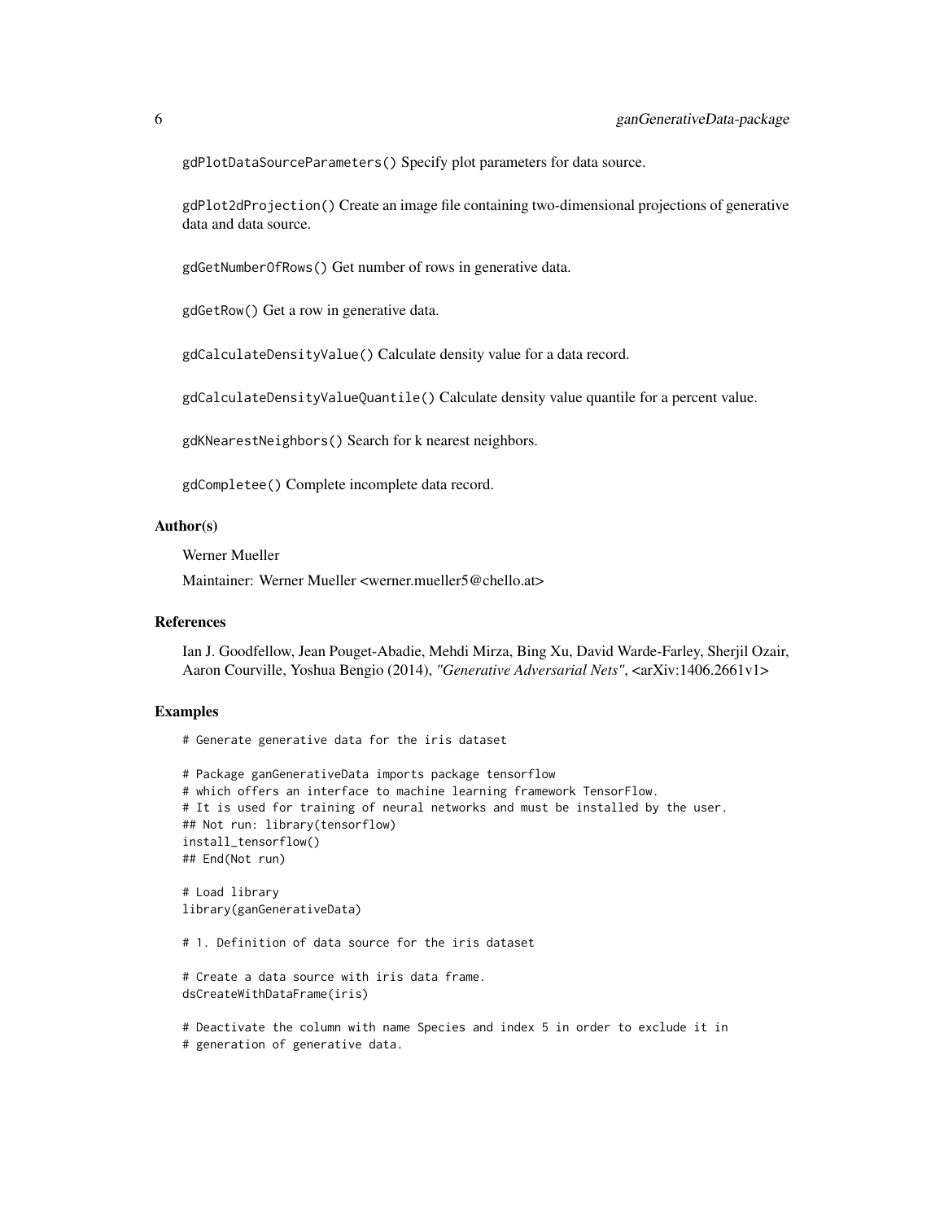gdPlotDataSourceParameters() Specify plot parameters for data source.

gdPlot2dProjection() Create an image file containing two-dimensional projections of generative data and data source.

gdGetNumberOfRows() Get number of rows in generative data.

gdGetRow() Get a row in generative data.

gdCalculateDensityValue() Calculate density value for a data record.

gdCalculateDensityValueQuantile() Calculate density value quantile for a percent value.

gdKNearestNeighbors() Search for k nearest neighbors.

gdCompletee() Complete incomplete data record.

### Author(s)

Werner Mueller

Maintainer: Werner Mueller <werner.mueller5@chello.at>

### References

Ian J. Goodfellow, Jean Pouget-Abadie, Mehdi Mirza, Bing Xu, David Warde-Farley, Sherjil Ozair, Aaron Courville, Yoshua Bengio (2014), *"Generative Adversarial Nets"*, <arXiv:1406.2661v1>

### Examples

```
# Generate generative data for the iris dataset

# Package ganGenerativeData imports package tensorflow
# which offers an interface to machine learning framework TensorFlow.
# It is used for training of neural networks and must be installed by the user.
## Not run: library(tensorflow)
install_tensorflow()
## End(Not run)

# Load library
library(ganGenerativeData)

# 1. Definition of data source for the iris dataset

# Create a data source with iris data frame.
dsCreateWithDataFrame(iris)

# Deactivate the column with name Species and index 5 in order to exclude it in
# generation of generative data.
```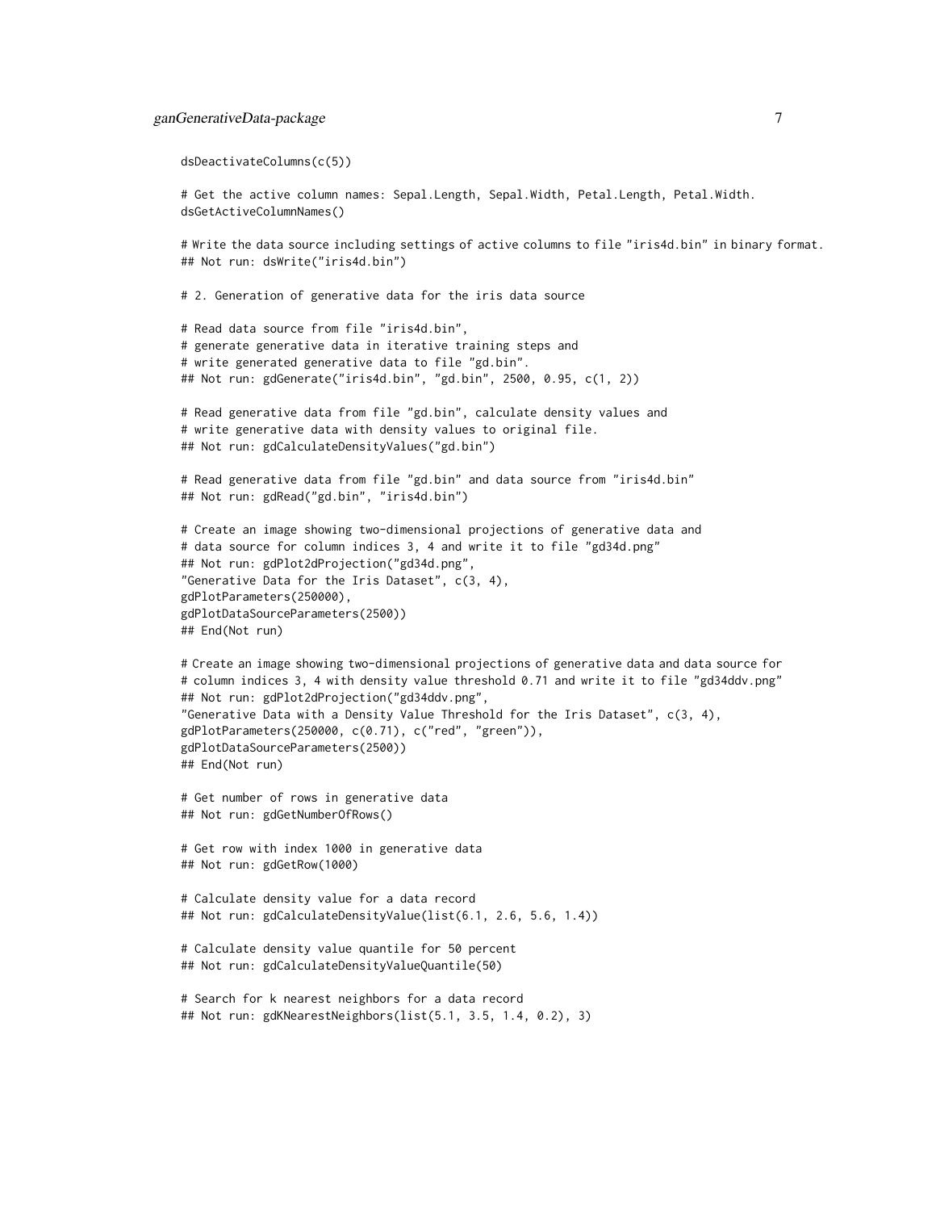```
dsDeactivateColumns(c(5))

# Get the active column names: Sepal.Length, Sepal.Width, Petal.Length, Petal.Width.
dsGetActiveColumnNames()

# Write the data source including settings of active columns to file "iris4d.bin" in binary format.
## Not run: dsWrite("iris4d.bin")

# 2. Generation of generative data for the iris data source

# Read data source from file "iris4d.bin",
# generate generative data in iterative training steps and
# write generated generative data to file "gd.bin".
## Not run: gdGenerate("iris4d.bin", "gd.bin", 2500, 0.95, c(1, 2))

# Read generative data from file "gd.bin", calculate density values and
# write generative data with density values to original file.
## Not run: gdCalculateDensityValues("gd.bin")

# Read generative data from file "gd.bin" and data source from "iris4d.bin"
## Not run: gdRead("gd.bin", "iris4d.bin")

# Create an image showing two-dimensional projections of generative data and
# data source for column indices 3, 4 and write it to file "gd34d.png"
## Not run: gdPlot2dProjection("gd34d.png",
"Generative Data for the Iris Dataset", c(3, 4),
gdPlotParameters(250000),
gdPlotDataSourceParameters(2500))
## End(Not run)

# Create an image showing two-dimensional projections of generative data and data source for
# column indices 3, 4 with density value threshold 0.71 and write it to file "gd34ddv.png"
## Not run: gdPlot2dProjection("gd34ddv.png",
"Generative Data with a Density Value Threshold for the Iris Dataset", c(3, 4),
gdPlotParameters(250000, c(0.71), c("red", "green")),
gdPlotDataSourceParameters(2500))
## End(Not run)

# Get number of rows in generative data
## Not run: gdGetNumberOfRows()

# Get row with index 1000 in generative data
## Not run: gdGetRow(1000)

# Calculate density value for a data record
## Not run: gdCalculateDensityValue(list(6.1, 2.6, 5.6, 1.4))

# Calculate density value quantile for 50 percent
## Not run: gdCalculateDensityValueQuantile(50)

# Search for k nearest neighbors for a data record
## Not run: gdKNearestNeighbors(list(5.1, 3.5, 1.4, 0.2), 3)
```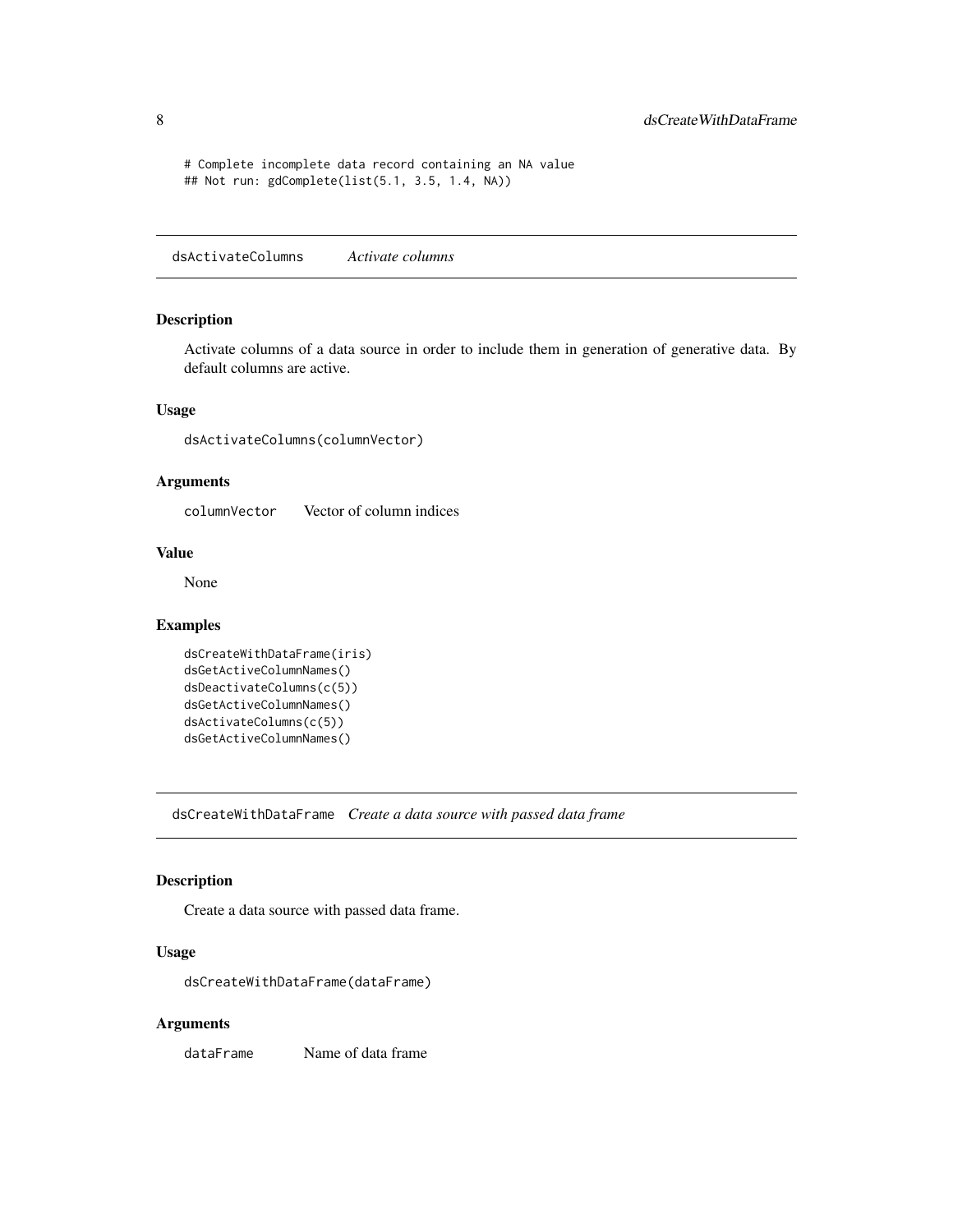```
# Complete incomplete data record containing an NA value
## Not run: gdComplete(list(5.1, 3.5, 1.4, NA))
```

## dsActivateColumns *Activate columns*

### Description

Activate columns of a data source in order to include them in generation of generative data. By default columns are active.

### Usage

```
dsActivateColumns(columnVector)
```

### Arguments

| | |
|---|---|
| `columnVector` | Vector of column indices |

### Value

None

### Examples

```
dsCreateWithDataFrame(iris)
dsGetActiveColumnNames()
dsDeactivateColumns(c(5))
dsGetActiveColumnNames()
dsActivateColumns(c(5))
dsGetActiveColumnNames()
```

## dsCreateWithDataFrame *Create a data source with passed data frame*

### Description

Create a data source with passed data frame.

### Usage

```
dsCreateWithDataFrame(dataFrame)
```

### Arguments

| | |
|---|---|
| `dataFrame` | Name of data frame |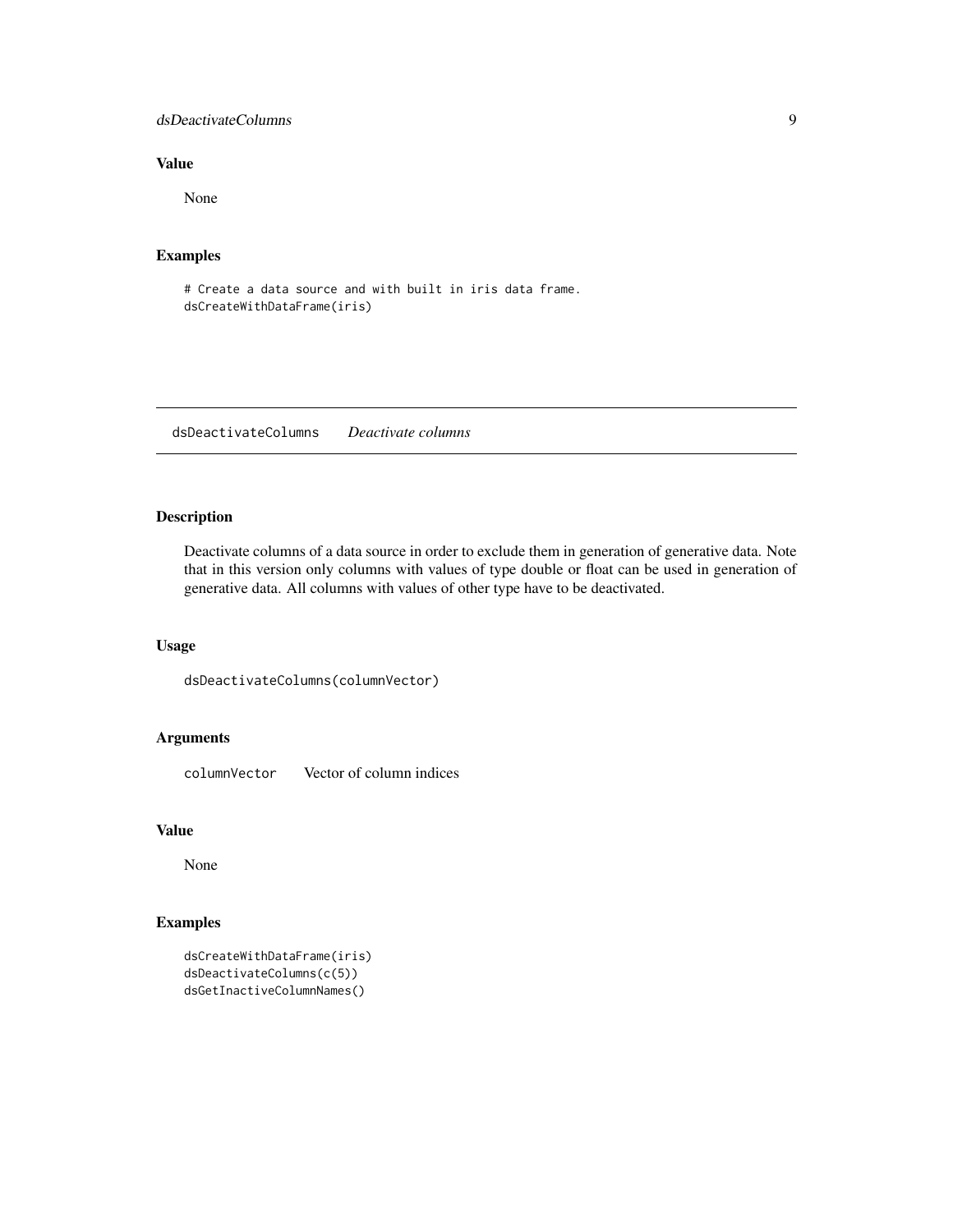### Value

None

### Examples

```
# Create a data source and with built in iris data frame.
dsCreateWithDataFrame(iris)
```

---

## dsDeactivateColumns *Deactivate columns*

---

### Description

Deactivate columns of a data source in order to exclude them in generation of generative data. Note that in this version only columns with values of type double or float can be used in generation of generative data. All columns with values of other type have to be deactivated.

### Usage

```
dsDeactivateColumns(columnVector)
```

### Arguments

| | |
|---|---|
| `columnVector` | Vector of column indices |

### Value

None

### Examples

```
dsCreateWithDataFrame(iris)
dsDeactivateColumns(c(5))
dsGetInactiveColumnNames()
```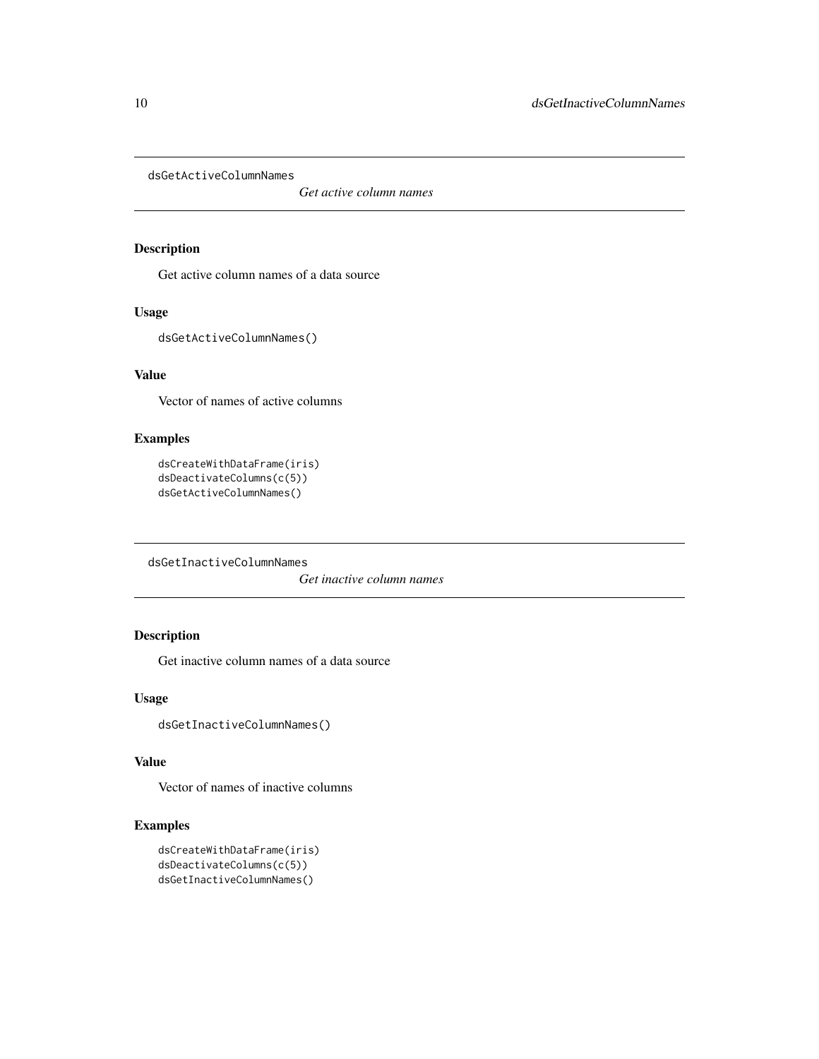## dsGetActiveColumnNames

*Get active column names*

### Description

Get active column names of a data source

### Usage

```
dsGetActiveColumnNames()
```

### Value

Vector of names of active columns

### Examples

```
dsCreateWithDataFrame(iris)
dsDeactivateColumns(c(5))
dsGetActiveColumnNames()
```

## dsGetInactiveColumnNames

*Get inactive column names*

### Description

Get inactive column names of a data source

### Usage

```
dsGetInactiveColumnNames()
```

### Value

Vector of names of inactive columns

### Examples

```
dsCreateWithDataFrame(iris)
dsDeactivateColumns(c(5))
dsGetInactiveColumnNames()
```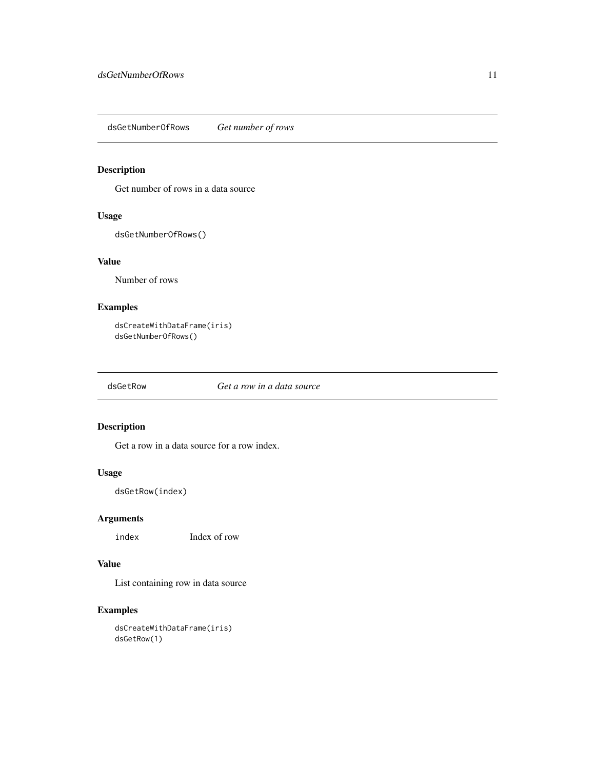## dsGetNumberOfRows — *Get number of rows*

### Description

Get number of rows in a data source

### Usage

```
dsGetNumberOfRows()
```

### Value

Number of rows

### Examples

```
dsCreateWithDataFrame(iris)
dsGetNumberOfRows()
```

## dsGetRow — *Get a row in a data source*

### Description

Get a row in a data source for a row index.

### Usage

```
dsGetRow(index)
```

### Arguments

| | |
|---|---|
| `index` | Index of row |

### Value

List containing row in data source

### Examples

```
dsCreateWithDataFrame(iris)
dsGetRow(1)
```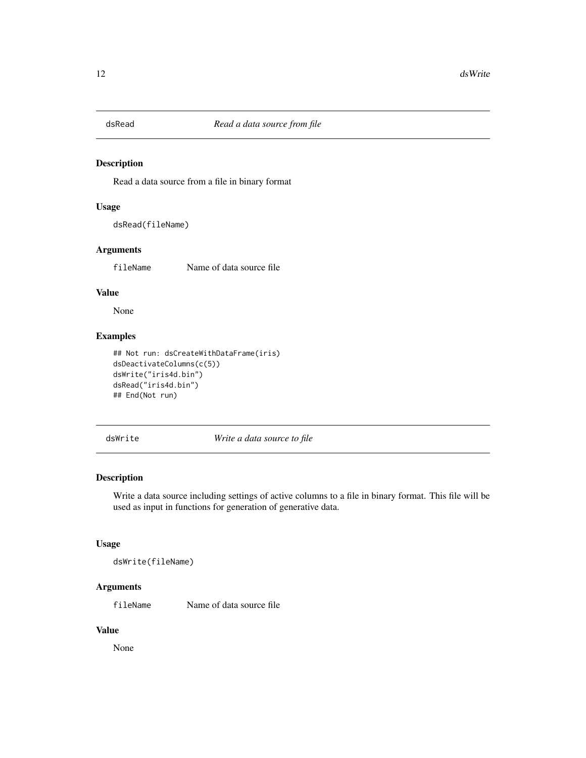## dsRead *Read a data source from file*

### Description

Read a data source from a file in binary format

### Usage

```
dsRead(fileName)
```

### Arguments

| | |
|---|---|
| fileName | Name of data source file |

### Value

None

### Examples

```
## Not run: dsCreateWithDataFrame(iris)
dsDeactivateColumns(c(5))
dsWrite("iris4d.bin")
dsRead("iris4d.bin")
## End(Not run)
```

## dsWrite *Write a data source to file*

### Description

Write a data source including settings of active columns to a file in binary format. This file will be used as input in functions for generation of generative data.

### Usage

```
dsWrite(fileName)
```

### Arguments

| | |
|---|---|
| fileName | Name of data source file |

### Value

None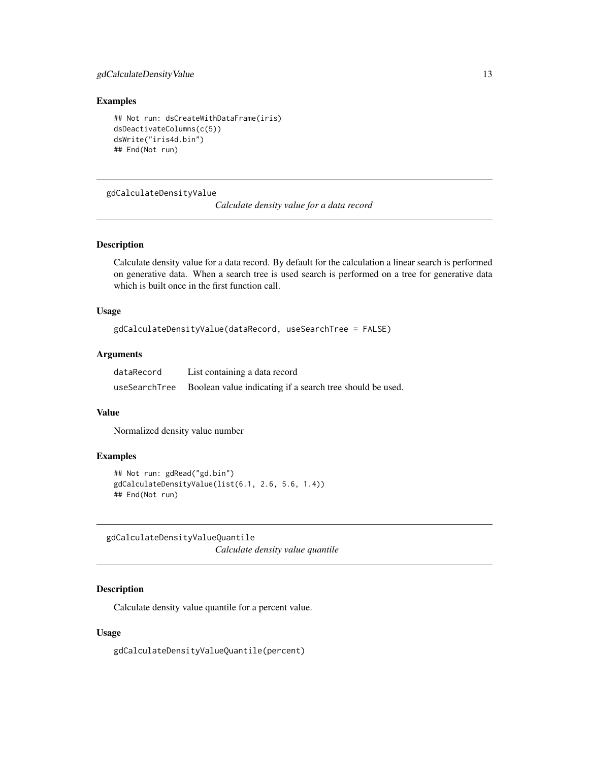### Examples

```
## Not run: dsCreateWithDataFrame(iris)
dsDeactivateColumns(c(5))
dsWrite("iris4d.bin")
## End(Not run)
```

---

## gdCalculateDensityValue

*Calculate density value for a data record*

---

### Description

Calculate density value for a data record. By default for the calculation a linear search is performed on generative data. When a search tree is used search is performed on a tree for generative data which is built once in the first function call.

### Usage

```
gdCalculateDensityValue(dataRecord, useSearchTree = FALSE)
```

### Arguments

| | |
|---|---|
| dataRecord | List containing a data record |
| useSearchTree | Boolean value indicating if a search tree should be used. |

### Value

Normalized density value number

### Examples

```
## Not run: gdRead("gd.bin")
gdCalculateDensityValue(list(6.1, 2.6, 5.6, 1.4))
## End(Not run)
```

---

## gdCalculateDensityValueQuantile

*Calculate density value quantile*

---

### Description

Calculate density value quantile for a percent value.

### Usage

```
gdCalculateDensityValueQuantile(percent)
```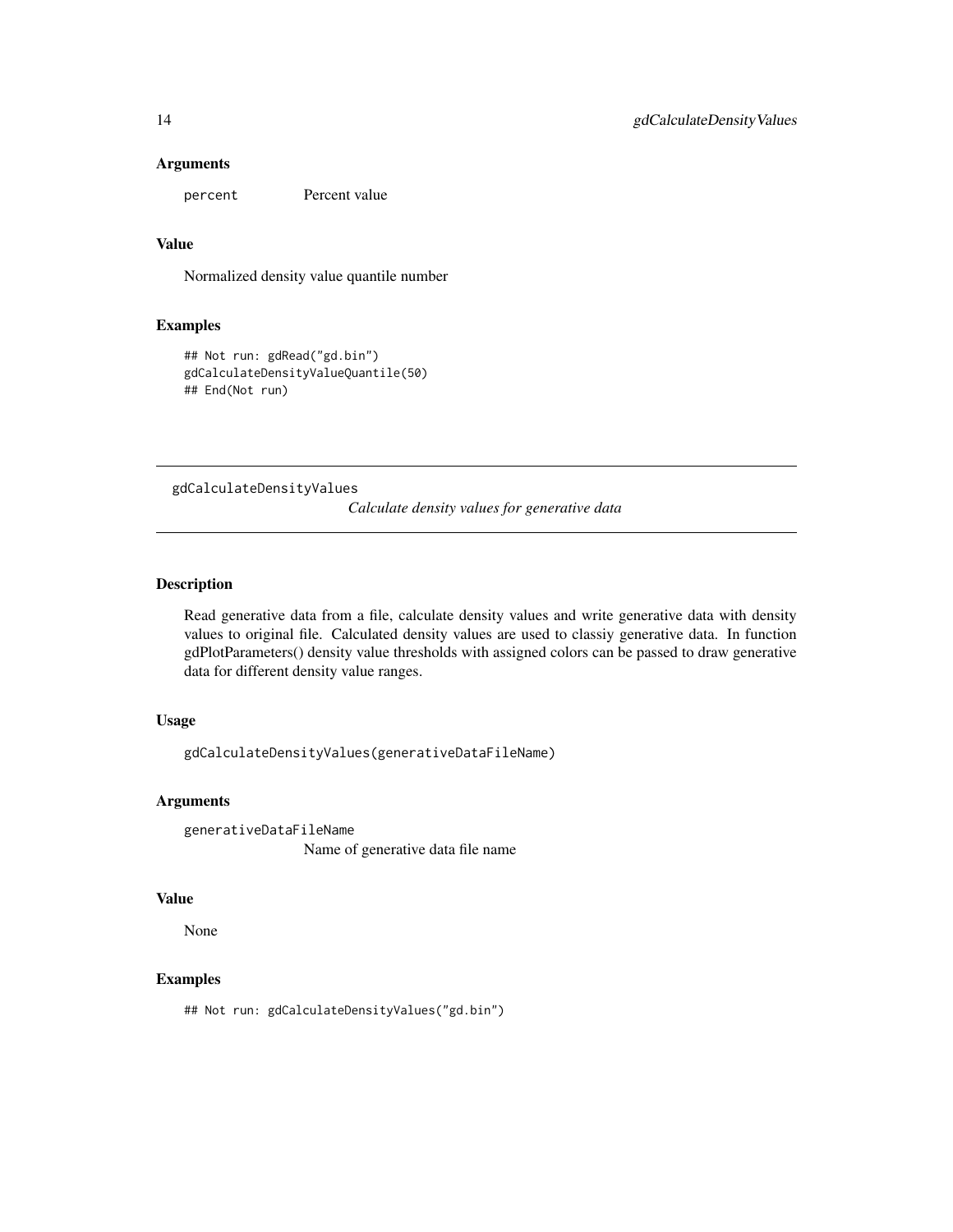### Arguments

percent Percent value

### Value

Normalized density value quantile number

### Examples

```
## Not run: gdRead("gd.bin")
gdCalculateDensityValueQuantile(50)
## End(Not run)
```

---

## gdCalculateDensityValues

*Calculate density values for generative data*

---

### Description

Read generative data from a file, calculate density values and write generative data with density values to original file. Calculated density values are used to classiy generative data. In function gdPlotParameters() density value thresholds with assigned colors can be passed to draw generative data for different density value ranges.

### Usage

```
gdCalculateDensityValues(generativeDataFileName)
```

### Arguments

generativeDataFileName
Name of generative data file name

### Value

None

### Examples

```
## Not run: gdCalculateDensityValues("gd.bin")
```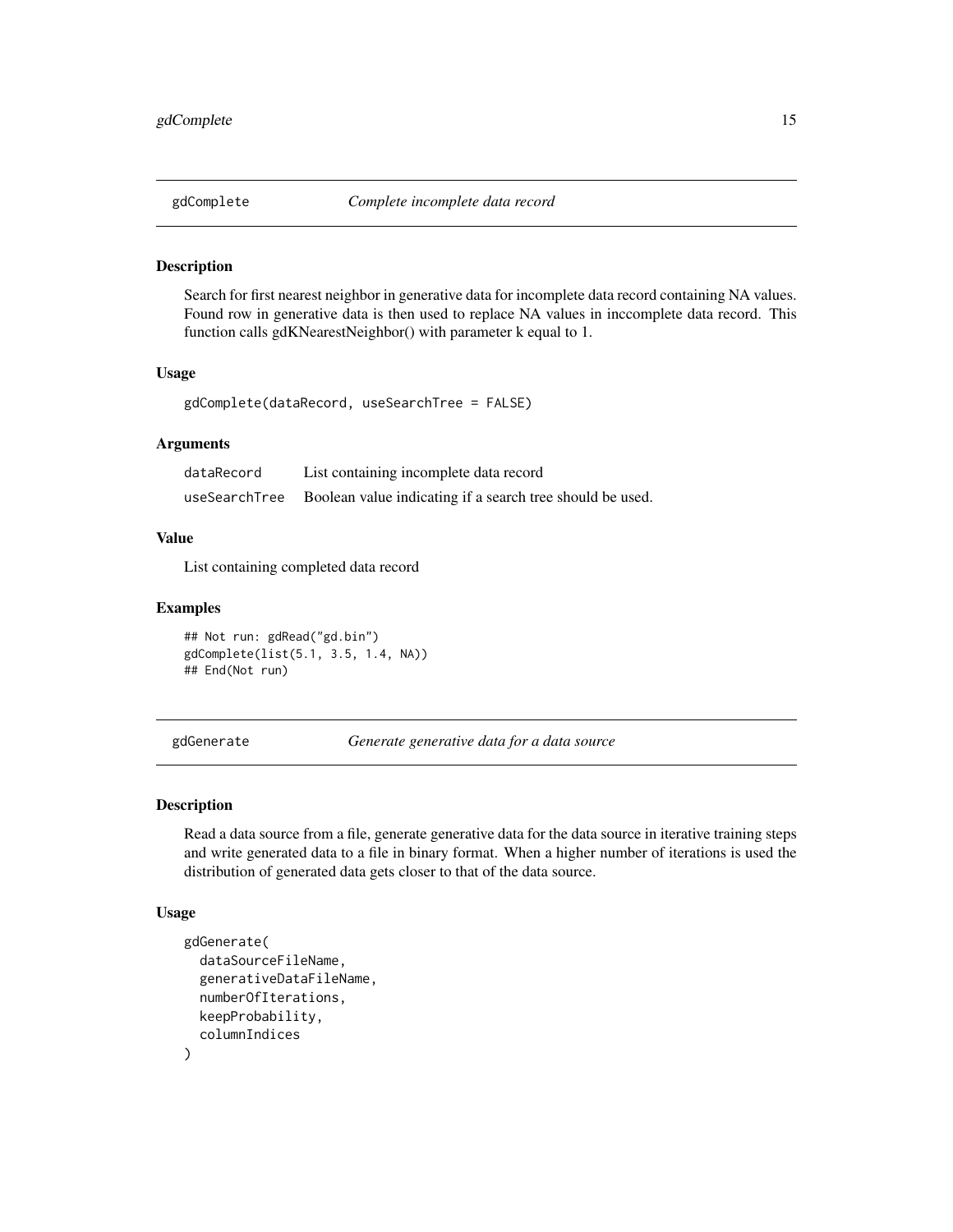## gdComplete — *Complete incomplete data record*

### Description

Search for first nearest neighbor in generative data for incomplete data record containing NA values. Found row in generative data is then used to replace NA values in inccomplete data record. This function calls gdKNearestNeighbor() with parameter k equal to 1.

### Usage

```
gdComplete(dataRecord, useSearchTree = FALSE)
```

### Arguments

| | |
|---|---|
| dataRecord | List containing incomplete data record |
| useSearchTree | Boolean value indicating if a search tree should be used. |

### Value

List containing completed data record

### Examples

```
## Not run: gdRead("gd.bin")
gdComplete(list(5.1, 3.5, 1.4, NA))
## End(Not run)
```

## gdGenerate — *Generate generative data for a data source*

### Description

Read a data source from a file, generate generative data for the data source in iterative training steps and write generated data to a file in binary format. When a higher number of iterations is used the distribution of generated data gets closer to that of the data source.

### Usage

```
gdGenerate(
  dataSourceFileName,
  generativeDataFileName,
  numberOfIterations,
  keepProbability,
  columnIndices
)
```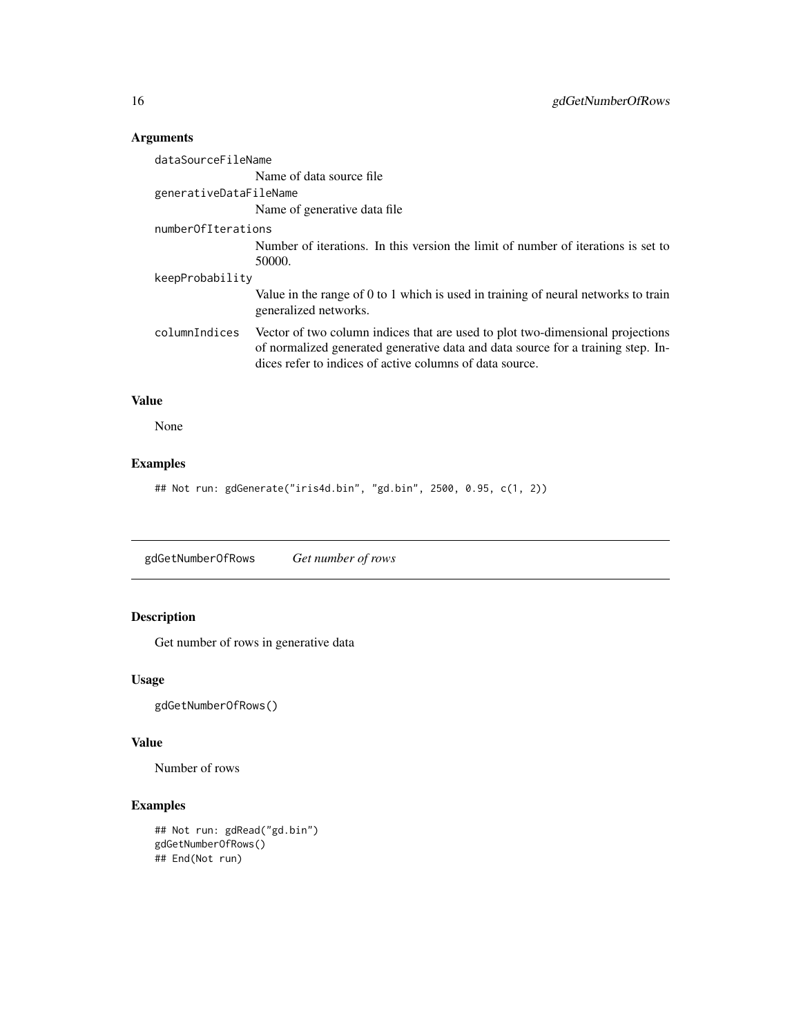### Arguments

`dataSourceFileName`
: Name of data source file

`generativeDataFileName`
: Name of generative data file

`numberOfIterations`
: Number of iterations. In this version the limit of number of iterations is set to 50000.

`keepProbability`
: Value in the range of 0 to 1 which is used in training of neural networks to train generalized networks.

`columnIndices`
: Vector of two column indices that are used to plot two-dimensional projections of normalized generated generative data and data source for a training step. Indices refer to indices of active columns of data source.

### Value

None

### Examples

```
## Not run: gdGenerate("iris4d.bin", "gd.bin", 2500, 0.95, c(1, 2))
```

---

## gdGetNumberOfRows    *Get number of rows*

### Description

Get number of rows in generative data

### Usage

```
gdGetNumberOfRows()
```

### Value

Number of rows

### Examples

```
## Not run: gdRead("gd.bin")
gdGetNumberOfRows()
## End(Not run)
```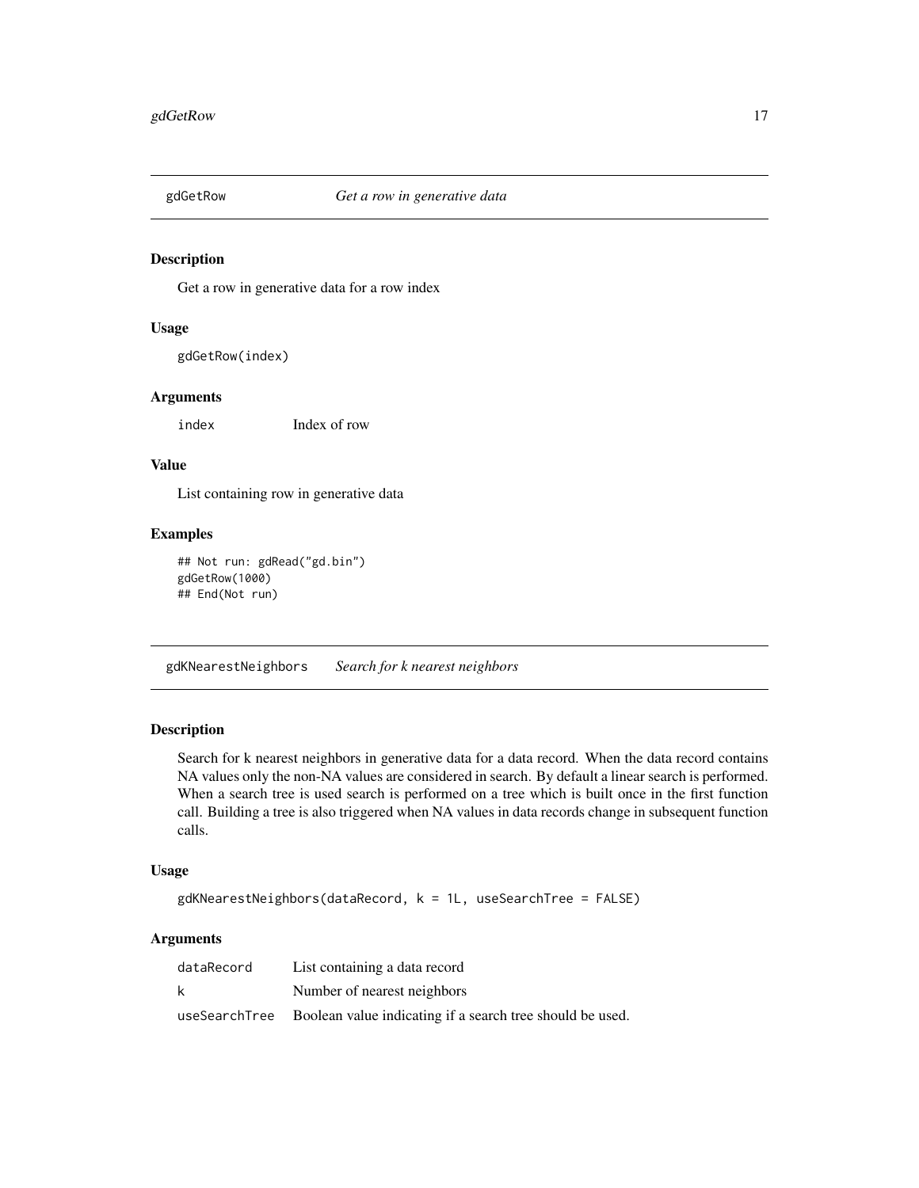## gdGetRow — *Get a row in generative data*

### Description

Get a row in generative data for a row index

### Usage

```
gdGetRow(index)
```

### Arguments

| | |
|---|---|
| index | Index of row |

### Value

List containing row in generative data

### Examples

```
## Not run: gdRead("gd.bin")
gdGetRow(1000)
## End(Not run)
```

## gdKNearestNeighbors — *Search for k nearest neighbors*

### Description

Search for k nearest neighbors in generative data for a data record. When the data record contains NA values only the non-NA values are considered in search. By default a linear search is performed. When a search tree is used search is performed on a tree which is built once in the first function call. Building a tree is also triggered when NA values in data records change in subsequent function calls.

### Usage

```
gdKNearestNeighbors(dataRecord, k = 1L, useSearchTree = FALSE)
```

### Arguments

| | |
|---|---|
| dataRecord | List containing a data record |
| k | Number of nearest neighbors |
| useSearchTree | Boolean value indicating if a search tree should be used. |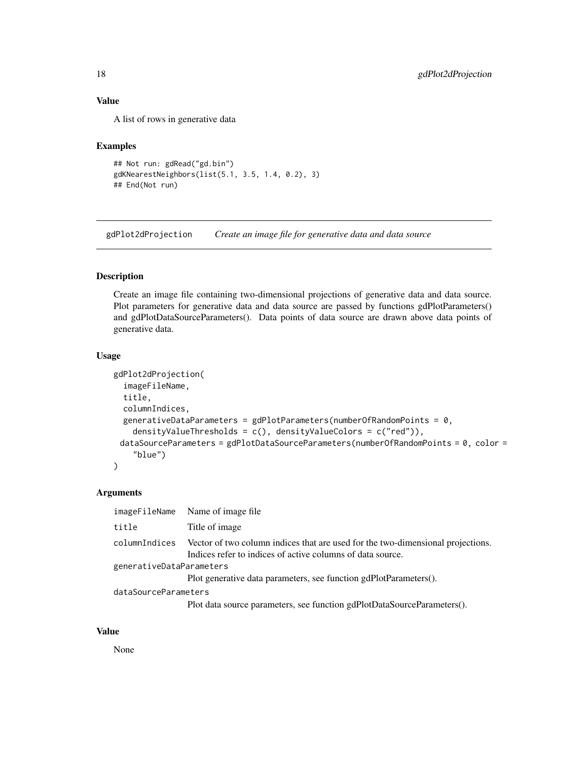### Value

A list of rows in generative data

### Examples

```
## Not run: gdRead("gd.bin")
gdKNearestNeighbors(list(5.1, 3.5, 1.4, 0.2), 3)
## End(Not run)
```

---

## gdPlot2dProjection *Create an image file for generative data and data source*

---

### Description

Create an image file containing two-dimensional projections of generative data and data source. Plot parameters for generative data and data source are passed by functions gdPlotParameters() and gdPlotDataSourceParameters(). Data points of data source are drawn above data points of generative data.

### Usage

```
gdPlot2dProjection(
  imageFileName,
  title,
  columnIndices,
  generativeDataParameters = gdPlotParameters(numberOfRandomPoints = 0,
    densityValueThresholds = c(), densityValueColors = c("red")),
 dataSourceParameters = gdPlotDataSourceParameters(numberOfRandomPoints = 0, color =
    "blue")
)
```

### Arguments

| | |
|---|---|
| imageFileName | Name of image file |
| title | Title of image |
| columnIndices | Vector of two column indices that are used for the two-dimensional projections. Indices refer to indices of active columns of data source. |
| generativeDataParameters | Plot generative data parameters, see function gdPlotParameters(). |
| dataSourceParameters | Plot data source parameters, see function gdPlotDataSourceParameters(). |

### Value

None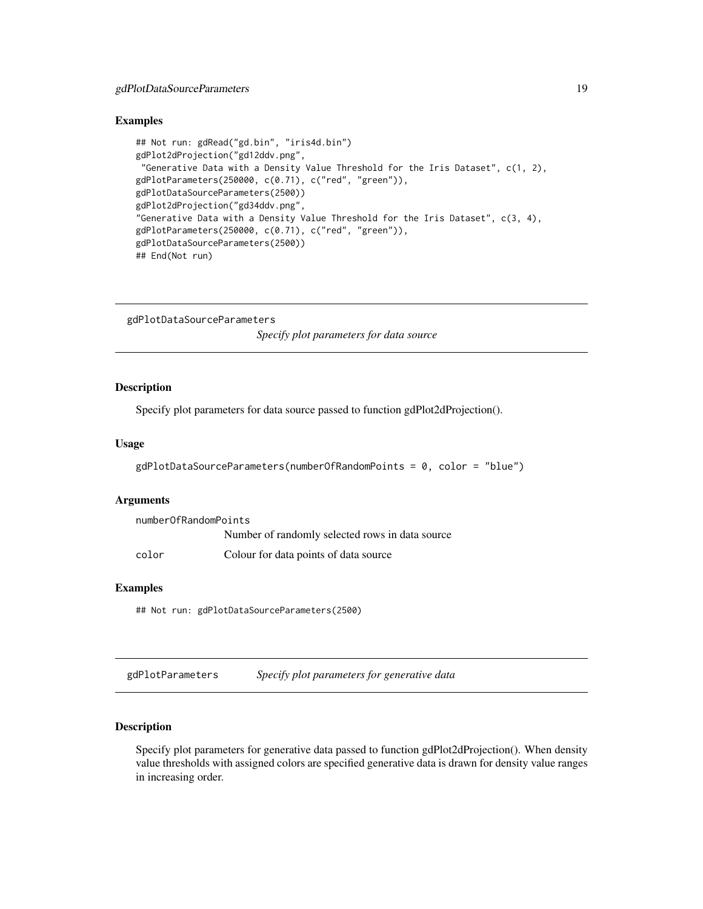## Examples

```
## Not run: gdRead("gd.bin", "iris4d.bin")
gdPlot2dProjection("gd12ddv.png",
 "Generative Data with a Density Value Threshold for the Iris Dataset", c(1, 2),
gdPlotParameters(250000, c(0.71), c("red", "green")),
gdPlotDataSourceParameters(2500))
gdPlot2dProjection("gd34ddv.png",
"Generative Data with a Density Value Threshold for the Iris Dataset", c(3, 4),
gdPlotParameters(250000, c(0.71), c("red", "green")),
gdPlotDataSourceParameters(2500))
## End(Not run)
```

---

# gdPlotDataSourceParameters

*Specify plot parameters for data source*

## Description

Specify plot parameters for data source passed to function gdPlot2dProjection().

## Usage

```
gdPlotDataSourceParameters(numberOfRandomPoints = 0, color = "blue")
```

## Arguments

| | |
|---|---|
| `numberOfRandomPoints` | Number of randomly selected rows in data source |
| `color` | Colour for data points of data source |

## Examples

```
## Not run: gdPlotDataSourceParameters(2500)
```

---

# gdPlotParameters

*Specify plot parameters for generative data*

## Description

Specify plot parameters for generative data passed to function gdPlot2dProjection(). When density value thresholds with assigned colors are specified generative data is drawn for density value ranges in increasing order.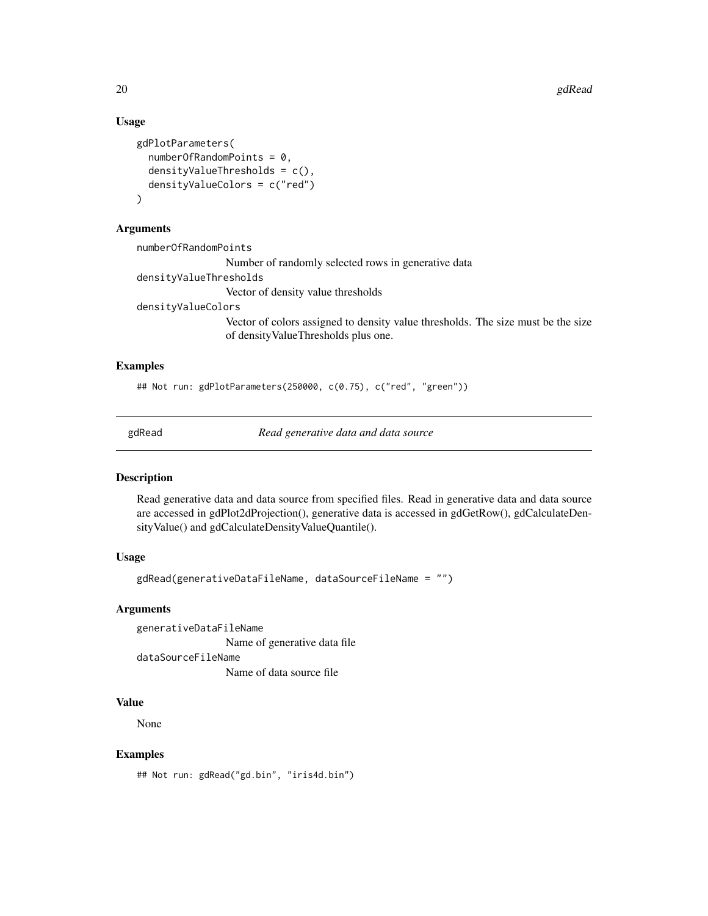### Usage

```
gdPlotParameters(
  numberOfRandomPoints = 0,
  densityValueThresholds = c(),
  densityValueColors = c("red")
)
```

### Arguments

numberOfRandomPoints
: Number of randomly selected rows in generative data

densityValueThresholds
: Vector of density value thresholds

densityValueColors
: Vector of colors assigned to density value thresholds. The size must be the size of densityValueThresholds plus one.

### Examples

```
## Not run: gdPlotParameters(250000, c(0.75), c("red", "green"))
```

---

## gdRead — *Read generative data and data source*

### Description

Read generative data and data source from specified files. Read in generative data and data source are accessed in gdPlot2dProjection(), generative data is accessed in gdGetRow(), gdCalculateDensityValue() and gdCalculateDensityValueQuantile().

### Usage

```
gdRead(generativeDataFileName, dataSourceFileName = "")
```

### Arguments

generativeDataFileName
: Name of generative data file

dataSourceFileName
: Name of data source file

### Value

None

### Examples

```
## Not run: gdRead("gd.bin", "iris4d.bin")
```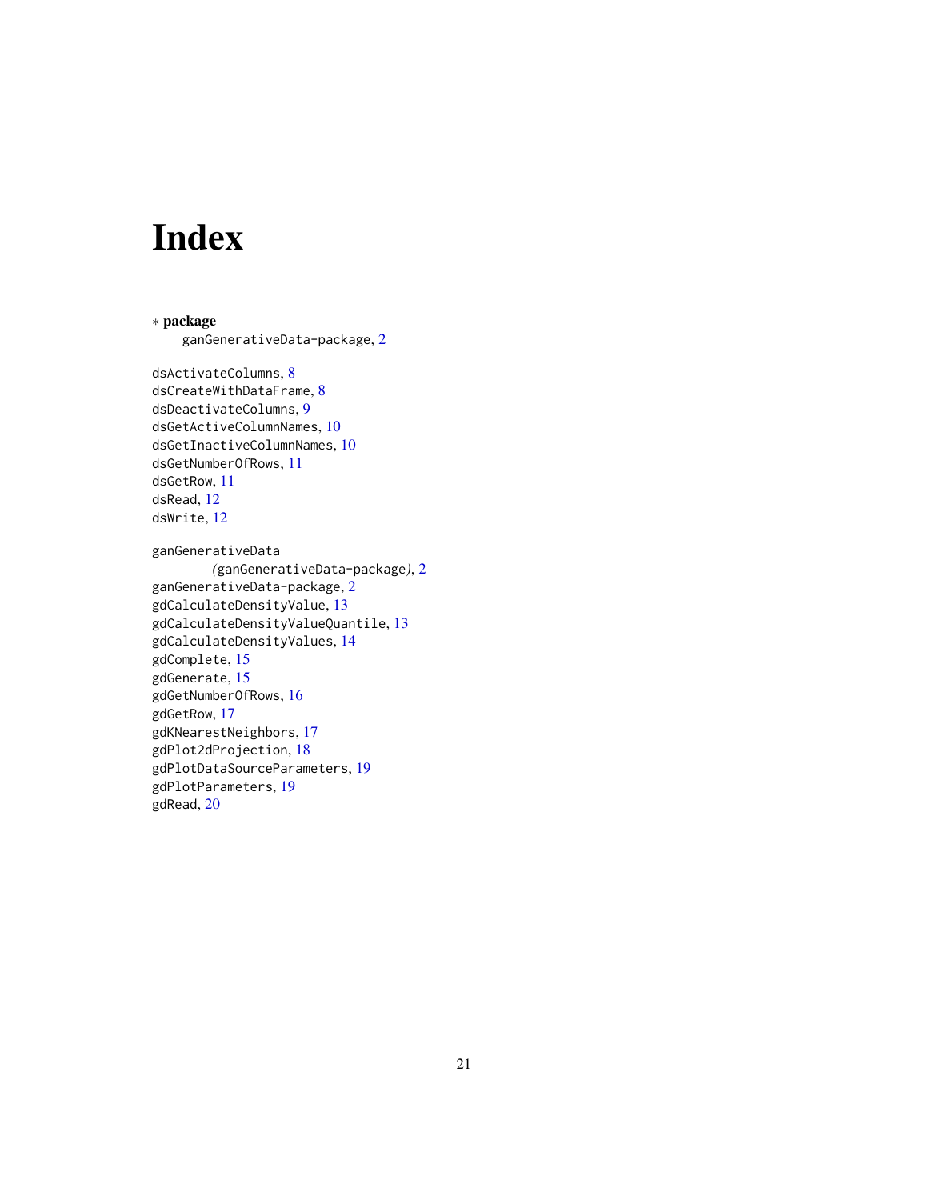# Index

∗ **package**

ganGenerativeData-package, 2

dsActivateColumns, 8
dsCreateWithDataFrame, 8
dsDeactivateColumns, 9
dsGetActiveColumnNames, 10
dsGetInactiveColumnNames, 10
dsGetNumberOfRows, 11
dsGetRow, 11
dsRead, 12
dsWrite, 12

ganGenerativeData
*(*ganGenerativeData-package*)*, 2
ganGenerativeData-package, 2
gdCalculateDensityValue, 13
gdCalculateDensityValueQuantile, 13
gdCalculateDensityValues, 14
gdComplete, 15
gdGenerate, 15
gdGetNumberOfRows, 16
gdGetRow, 17
gdKNearestNeighbors, 17
gdPlot2dProjection, 18
gdPlotDataSourceParameters, 19
gdPlotParameters, 19
gdRead, 20